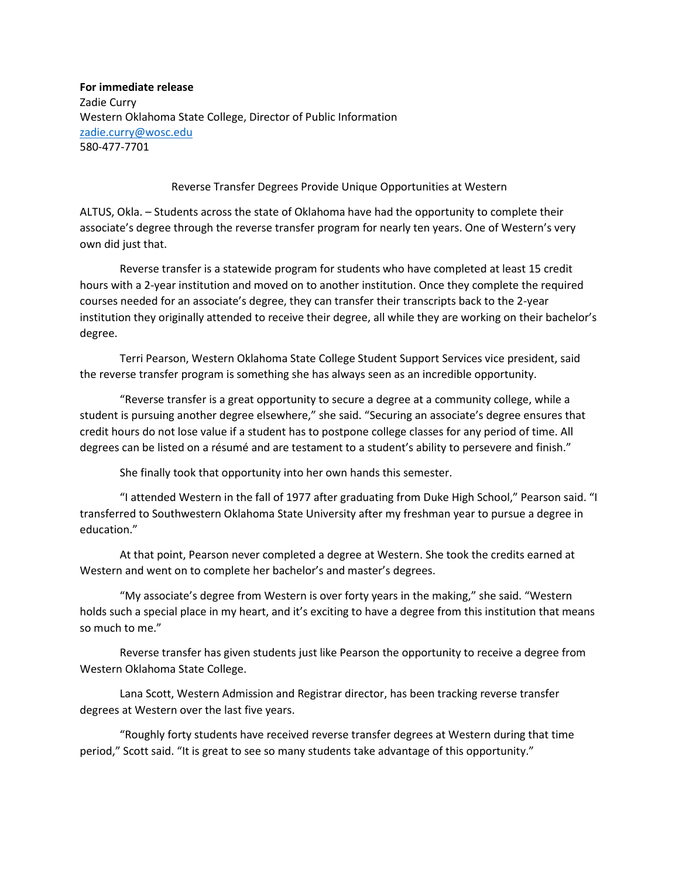**For immediate release**
Zadie Curry
Western Oklahoma State College, Director of Public Information
zadie.curry@wosc.edu
580-477-7701

Reverse Transfer Degrees Provide Unique Opportunities at Western

ALTUS, Okla. – Students across the state of Oklahoma have had the opportunity to complete their associate's degree through the reverse transfer program for nearly ten years. One of Western's very own did just that.

Reverse transfer is a statewide program for students who have completed at least 15 credit hours with a 2-year institution and moved on to another institution. Once they complete the required courses needed for an associate's degree, they can transfer their transcripts back to the 2-year institution they originally attended to receive their degree, all while they are working on their bachelor's degree.

Terri Pearson, Western Oklahoma State College Student Support Services vice president, said the reverse transfer program is something she has always seen as an incredible opportunity.

"Reverse transfer is a great opportunity to secure a degree at a community college, while a student is pursuing another degree elsewhere," she said. "Securing an associate's degree ensures that credit hours do not lose value if a student has to postpone college classes for any period of time. All degrees can be listed on a résumé and are testament to a student's ability to persevere and finish."

She finally took that opportunity into her own hands this semester.

"I attended Western in the fall of 1977 after graduating from Duke High School," Pearson said. "I transferred to Southwestern Oklahoma State University after my freshman year to pursue a degree in education."

At that point, Pearson never completed a degree at Western. She took the credits earned at Western and went on to complete her bachelor's and master's degrees.

"My associate's degree from Western is over forty years in the making," she said. "Western holds such a special place in my heart, and it's exciting to have a degree from this institution that means so much to me."

Reverse transfer has given students just like Pearson the opportunity to receive a degree from Western Oklahoma State College.

Lana Scott, Western Admission and Registrar director, has been tracking reverse transfer degrees at Western over the last five years.

"Roughly forty students have received reverse transfer degrees at Western during that time period," Scott said. "It is great to see so many students take advantage of this opportunity."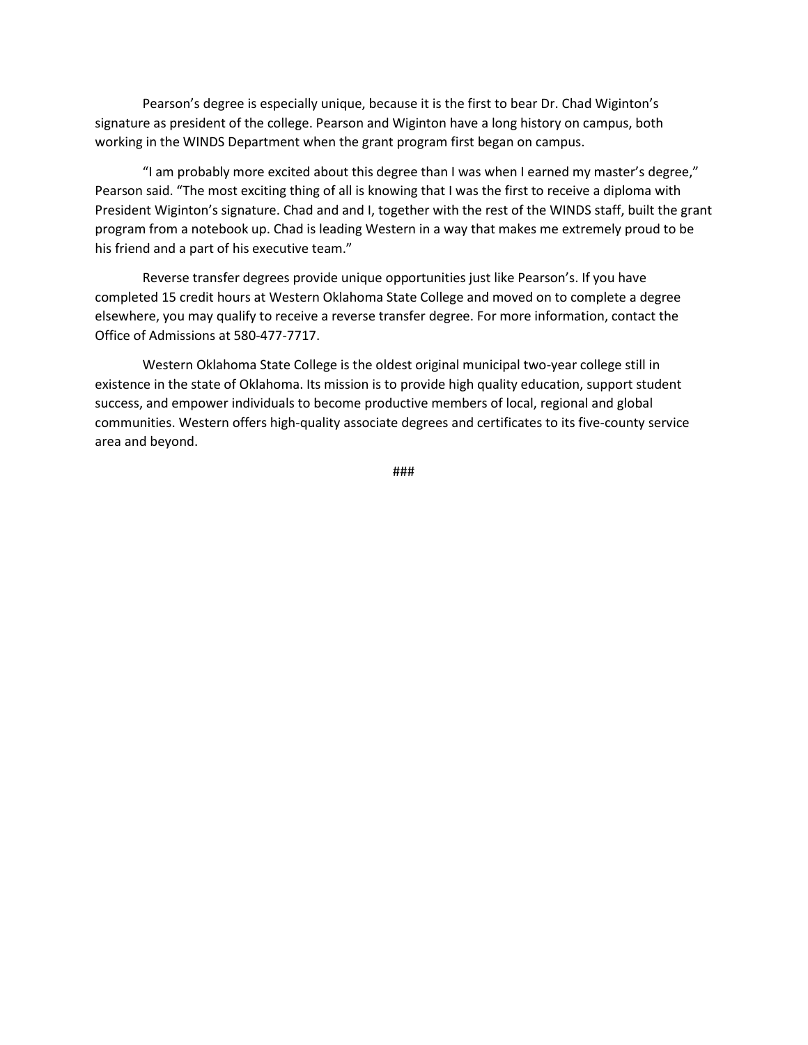Pearson's degree is especially unique, because it is the first to bear Dr. Chad Wiginton's signature as president of the college. Pearson and Wiginton have a long history on campus, both working in the WINDS Department when the grant program first began on campus.

"I am probably more excited about this degree than I was when I earned my master's degree," Pearson said. "The most exciting thing of all is knowing that I was the first to receive a diploma with President Wiginton's signature. Chad and and I, together with the rest of the WINDS staff, built the grant program from a notebook up. Chad is leading Western in a way that makes me extremely proud to be his friend and a part of his executive team."

Reverse transfer degrees provide unique opportunities just like Pearson's. If you have completed 15 credit hours at Western Oklahoma State College and moved on to complete a degree elsewhere, you may qualify to receive a reverse transfer degree. For more information, contact the Office of Admissions at 580-477-7717.

Western Oklahoma State College is the oldest original municipal two-year college still in existence in the state of Oklahoma. Its mission is to provide high quality education, support student success, and empower individuals to become productive members of local, regional and global communities. Western offers high-quality associate degrees and certificates to its five-county service area and beyond.

###